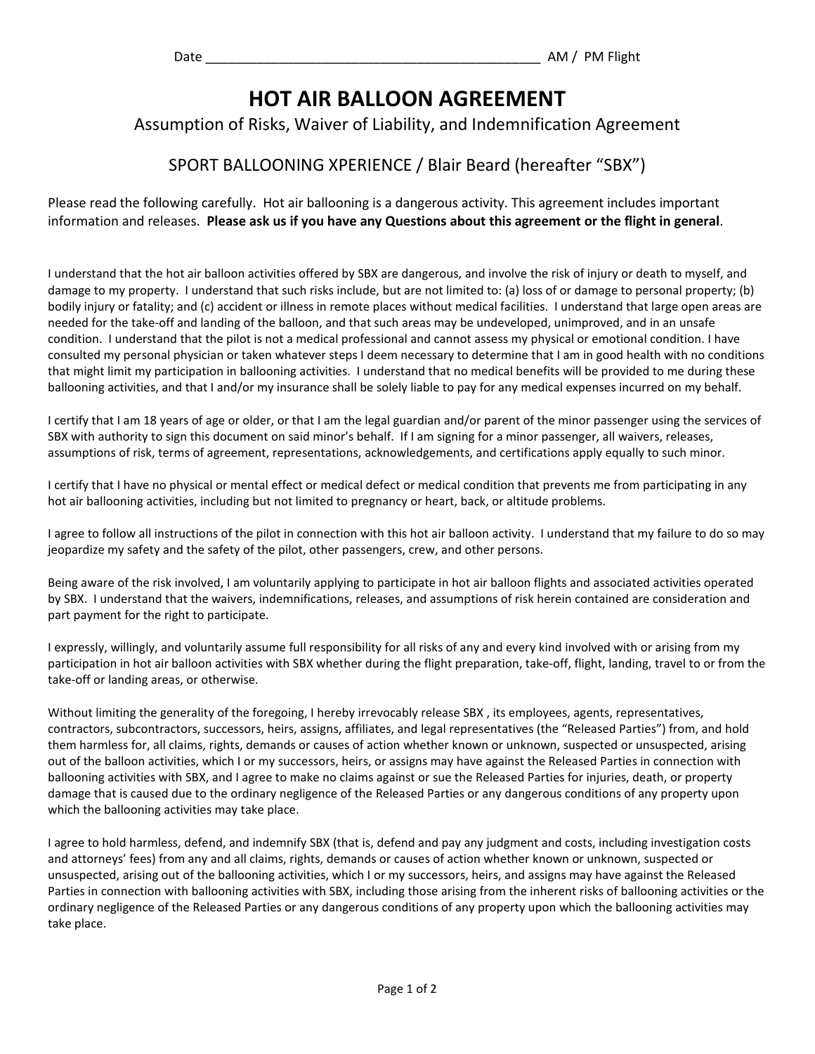Date ______________________________________________ AM / PM Flight

# HOT AIR BALLOON AGREEMENT

## Assumption of Risks, Waiver of Liability, and Indemnification Agreement

### SPORT BALLOONING XPERIENCE / Blair Beard (hereafter "SBX")

Please read the following carefully. Hot air ballooning is a dangerous activity. This agreement includes important information and releases. **Please ask us if you have any Questions about this agreement or the flight in general**.

I understand that the hot air balloon activities offered by SBX are dangerous, and involve the risk of injury or death to myself, and damage to my property. I understand that such risks include, but are not limited to: (a) loss of or damage to personal property; (b) bodily injury or fatality; and (c) accident or illness in remote places without medical facilities. I understand that large open areas are needed for the take-off and landing of the balloon, and that such areas may be undeveloped, unimproved, and in an unsafe condition. I understand that the pilot is not a medical professional and cannot assess my physical or emotional condition. I have consulted my personal physician or taken whatever steps I deem necessary to determine that I am in good health with no conditions that might limit my participation in ballooning activities. I understand that no medical benefits will be provided to me during these ballooning activities, and that I and/or my insurance shall be solely liable to pay for any medical expenses incurred on my behalf.

I certify that I am 18 years of age or older, or that I am the legal guardian and/or parent of the minor passenger using the services of SBX with authority to sign this document on said minor's behalf. If I am signing for a minor passenger, all waivers, releases, assumptions of risk, terms of agreement, representations, acknowledgements, and certifications apply equally to such minor.

I certify that I have no physical or mental effect or medical defect or medical condition that prevents me from participating in any hot air ballooning activities, including but not limited to pregnancy or heart, back, or altitude problems.

I agree to follow all instructions of the pilot in connection with this hot air balloon activity. I understand that my failure to do so may jeopardize my safety and the safety of the pilot, other passengers, crew, and other persons.

Being aware of the risk involved, I am voluntarily applying to participate in hot air balloon flights and associated activities operated by SBX. I understand that the waivers, indemnifications, releases, and assumptions of risk herein contained are consideration and part payment for the right to participate.

I expressly, willingly, and voluntarily assume full responsibility for all risks of any and every kind involved with or arising from my participation in hot air balloon activities with SBX whether during the flight preparation, take-off, flight, landing, travel to or from the take-off or landing areas, or otherwise.

Without limiting the generality of the foregoing, I hereby irrevocably release SBX , its employees, agents, representatives, contractors, subcontractors, successors, heirs, assigns, affiliates, and legal representatives (the "Released Parties") from, and hold them harmless for, all claims, rights, demands or causes of action whether known or unknown, suspected or unsuspected, arising out of the balloon activities, which I or my successors, heirs, or assigns may have against the Released Parties in connection with ballooning activities with SBX, and I agree to make no claims against or sue the Released Parties for injuries, death, or property damage that is caused due to the ordinary negligence of the Released Parties or any dangerous conditions of any property upon which the ballooning activities may take place.

I agree to hold harmless, defend, and indemnify SBX (that is, defend and pay any judgment and costs, including investigation costs and attorneys' fees) from any and all claims, rights, demands or causes of action whether known or unknown, suspected or unsuspected, arising out of the ballooning activities, which I or my successors, heirs, and assigns may have against the Released Parties in connection with ballooning activities with SBX, including those arising from the inherent risks of ballooning activities or the ordinary negligence of the Released Parties or any dangerous conditions of any property upon which the ballooning activities may take place.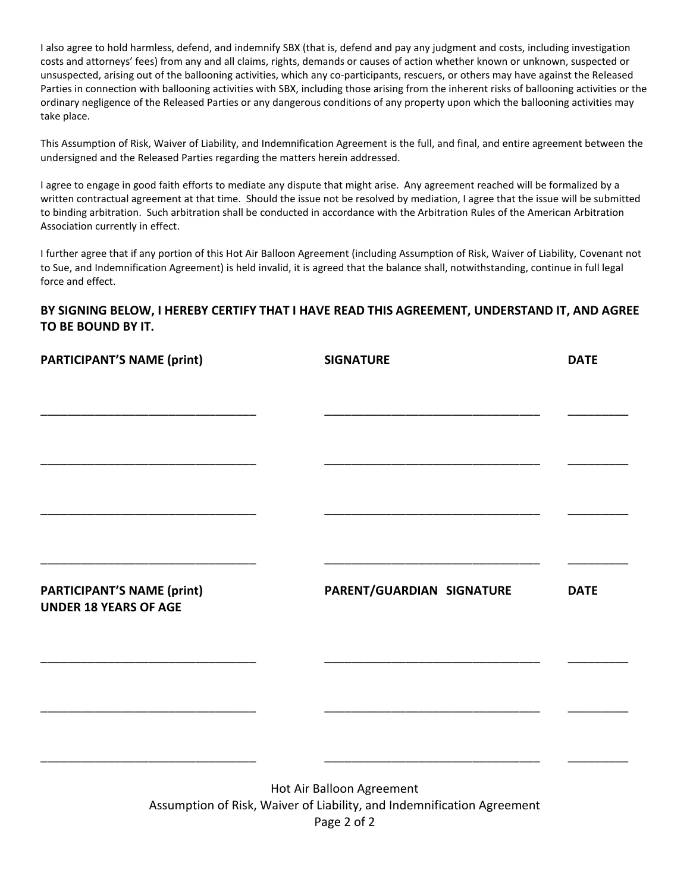I also agree to hold harmless, defend, and indemnify SBX (that is, defend and pay any judgment and costs, including investigation costs and attorneys' fees) from any and all claims, rights, demands or causes of action whether known or unknown, suspected or unsuspected, arising out of the ballooning activities, which any co-participants, rescuers, or others may have against the Released Parties in connection with ballooning activities with SBX, including those arising from the inherent risks of ballooning activities or the ordinary negligence of the Released Parties or any dangerous conditions of any property upon which the ballooning activities may take place.

This Assumption of Risk, Waiver of Liability, and Indemnification Agreement is the full, and final, and entire agreement between the undersigned and the Released Parties regarding the matters herein addressed.

I agree to engage in good faith efforts to mediate any dispute that might arise. Any agreement reached will be formalized by a written contractual agreement at that time. Should the issue not be resolved by mediation, I agree that the issue will be submitted to binding arbitration. Such arbitration shall be conducted in accordance with the Arbitration Rules of the American Arbitration Association currently in effect.

I further agree that if any portion of this Hot Air Balloon Agreement (including Assumption of Risk, Waiver of Liability, Covenant not to Sue, and Indemnification Agreement) is held invalid, it is agreed that the balance shall, notwithstanding, continue in full legal force and effect.

**BY SIGNING BELOW, I HEREBY CERTIFY THAT I HAVE READ THIS AGREEMENT, UNDERSTAND IT, AND AGREE TO BE BOUND BY IT.**

| **PARTICIPANT'S NAME (print)** | **SIGNATURE** | **DATE** |
|---|---|---|
| | | |
| | | |
| | | |
| | | |

| **PARTICIPANT'S NAME (print) UNDER 18 YEARS OF AGE** | **PARENT/GUARDIAN SIGNATURE** | **DATE** |
|---|---|---|
| | | |
| | | |
| | | |